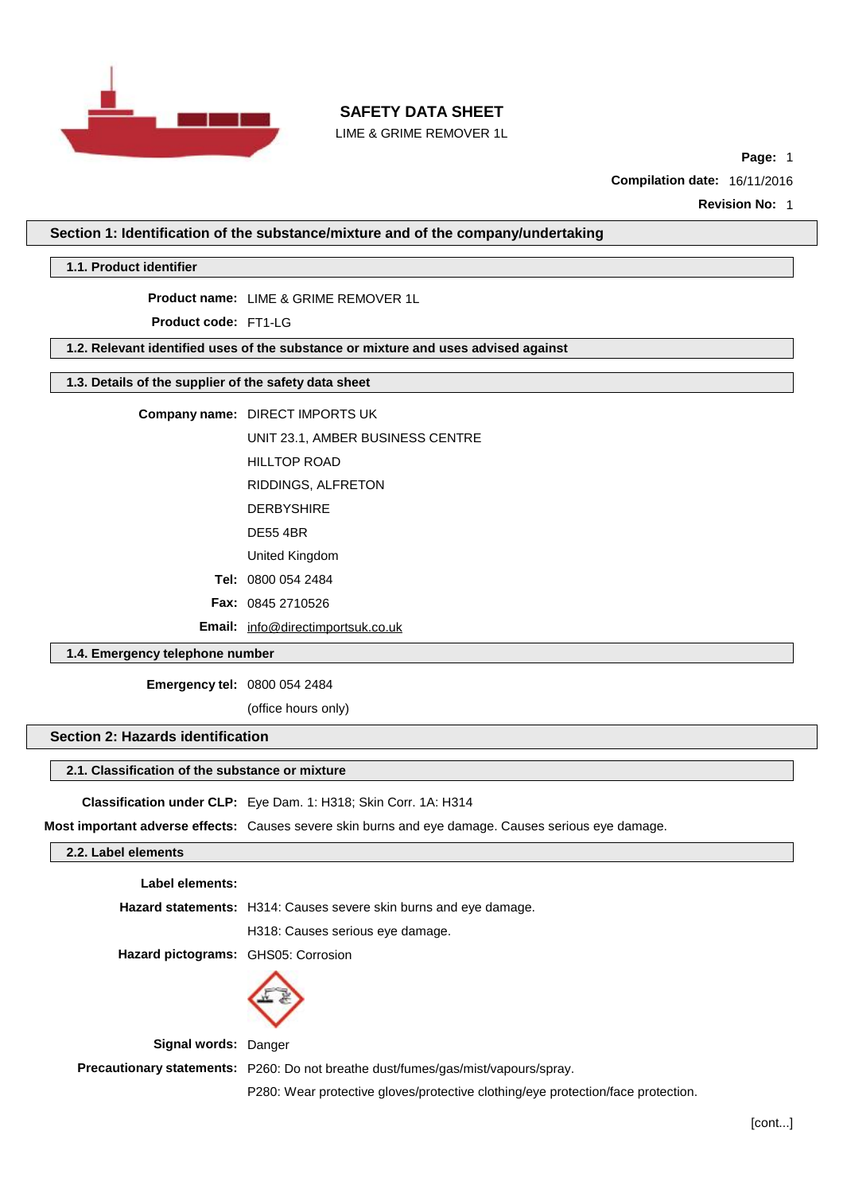# SAFETY DATA SHEET

LIME & GRIME REMOVER 1L

**Page:** 1

**Compilation date:** 16/11/2016

**Revision No:** 1

## Section 1: Identification of the substance/mixture and of the company/undertaking

### 1.1. Product identifier

**Product name:** LIME & GRIME REMOVER 1L

**Product code:** FT1-LG

### 1.2. Relevant identified uses of the substance or mixture and uses advised against

### 1.3. Details of the supplier of the safety data sheet

**Company name:** DIRECT IMPORTS UK
UNIT 23.1, AMBER BUSINESS CENTRE
HILLTOP ROAD
RIDDINGS, ALFRETON
DERBYSHIRE
DE55 4BR
United Kingdom

**Tel:** 0800 054 2484

**Fax:** 0845 2710526

**Email:** info@directimportsuk.co.uk

### 1.4. Emergency telephone number

**Emergency tel:** 0800 054 2484
(office hours only)

## Section 2: Hazards identification

### 2.1. Classification of the substance or mixture

**Classification under CLP:** Eye Dam. 1: H318; Skin Corr. 1A: H314

**Most important adverse effects:** Causes severe skin burns and eye damage. Causes serious eye damage.

### 2.2. Label elements

**Label elements:**

**Hazard statements:** H314: Causes severe skin burns and eye damage.
H318: Causes serious eye damage.

**Hazard pictograms:** GHS05: Corrosion

**Signal words:** Danger

**Precautionary statements:** P260: Do not breathe dust/fumes/gas/mist/vapours/spray.
P280: Wear protective gloves/protective clothing/eye protection/face protection.

[cont...]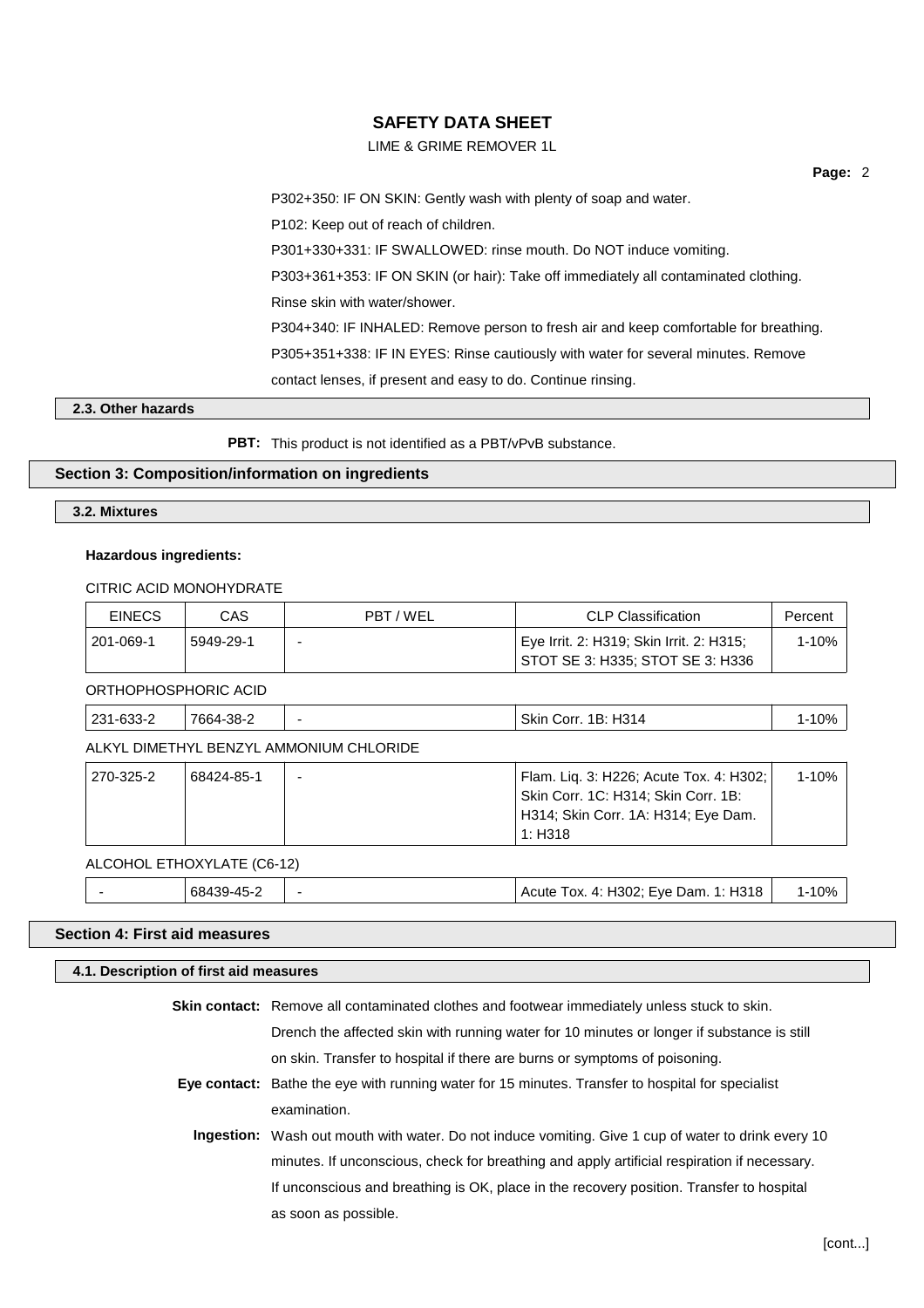P302+350: IF ON SKIN: Gently wash with plenty of soap and water.

P102: Keep out of reach of children.

P301+330+331: IF SWALLOWED: rinse mouth. Do NOT induce vomiting.

P303+361+353: IF ON SKIN (or hair): Take off immediately all contaminated clothing. Rinse skin with water/shower.

P304+340: IF INHALED: Remove person to fresh air and keep comfortable for breathing.

P305+351+338: IF IN EYES: Rinse cautiously with water for several minutes. Remove contact lenses, if present and easy to do. Continue rinsing.

### 2.3. Other hazards

**PBT:** This product is not identified as a PBT/vPvB substance.

## Section 3: Composition/information on ingredients

### 3.2. Mixtures

**Hazardous ingredients:**

CITRIC ACID MONOHYDRATE

| EINECS | CAS | PBT / WEL | CLP Classification | Percent |
|---|---|---|---|---|
| 201-069-1 | 5949-29-1 | - | Eye Irrit. 2: H319; Skin Irrit. 2: H315; STOT SE 3: H335; STOT SE 3: H336 | 1-10% |

ORTHOPHOSPHORIC ACID

| EINECS | CAS | PBT / WEL | CLP Classification | Percent |
|---|---|---|---|---|
| 231-633-2 | 7664-38-2 | - | Skin Corr. 1B: H314 | 1-10% |

ALKYL DIMETHYL BENZYL AMMONIUM CHLORIDE

| EINECS | CAS | PBT / WEL | CLP Classification | Percent |
|---|---|---|---|---|
| 270-325-2 | 68424-85-1 | - | Flam. Liq. 3: H226; Acute Tox. 4: H302; Skin Corr. 1C: H314; Skin Corr. 1B: H314; Skin Corr. 1A: H314; Eye Dam. 1: H318 | 1-10% |

ALCOHOL ETHOXYLATE (C6-12)

| EINECS | CAS | PBT / WEL | CLP Classification | Percent |
|---|---|---|---|---|
| - | 68439-45-2 | - | Acute Tox. 4: H302; Eye Dam. 1: H318 | 1-10% |

## Section 4: First aid measures

### 4.1. Description of first aid measures

**Skin contact:** Remove all contaminated clothes and footwear immediately unless stuck to skin. Drench the affected skin with running water for 10 minutes or longer if substance is still on skin. Transfer to hospital if there are burns or symptoms of poisoning.

**Eye contact:** Bathe the eye with running water for 15 minutes. Transfer to hospital for specialist examination.

**Ingestion:** Wash out mouth with water. Do not induce vomiting. Give 1 cup of water to drink every 10 minutes. If unconscious, check for breathing and apply artificial respiration if necessary. If unconscious and breathing is OK, place in the recovery position. Transfer to hospital as soon as possible.

[cont...]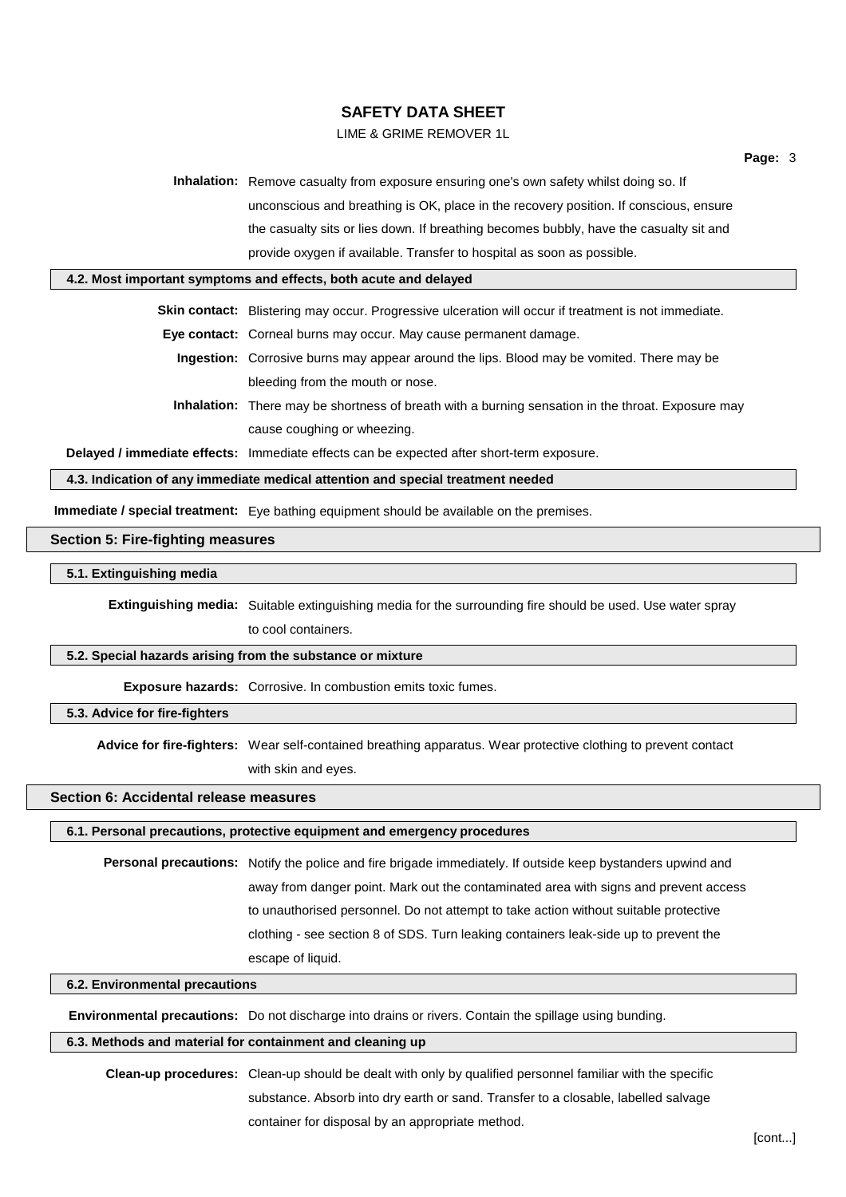**Inhalation:** Remove casualty from exposure ensuring one's own safety whilst doing so. If unconscious and breathing is OK, place in the recovery position. If conscious, ensure the casualty sits or lies down. If breathing becomes bubbly, have the casualty sit and provide oxygen if available. Transfer to hospital as soon as possible.

### 4.2. Most important symptoms and effects, both acute and delayed

**Skin contact:** Blistering may occur. Progressive ulceration will occur if treatment is not immediate.

**Eye contact:** Corneal burns may occur. May cause permanent damage.

**Ingestion:** Corrosive burns may appear around the lips. Blood may be vomited. There may be bleeding from the mouth or nose.

**Inhalation:** There may be shortness of breath with a burning sensation in the throat. Exposure may cause coughing or wheezing.

**Delayed / immediate effects:** Immediate effects can be expected after short-term exposure.

### 4.3. Indication of any immediate medical attention and special treatment needed

**Immediate / special treatment:** Eye bathing equipment should be available on the premises.

## Section 5: Fire-fighting measures

### 5.1. Extinguishing media

**Extinguishing media:** Suitable extinguishing media for the surrounding fire should be used. Use water spray to cool containers.

### 5.2. Special hazards arising from the substance or mixture

**Exposure hazards:** Corrosive. In combustion emits toxic fumes.

### 5.3. Advice for fire-fighters

**Advice for fire-fighters:** Wear self-contained breathing apparatus. Wear protective clothing to prevent contact with skin and eyes.

## Section 6: Accidental release measures

### 6.1. Personal precautions, protective equipment and emergency procedures

**Personal precautions:** Notify the police and fire brigade immediately. If outside keep bystanders upwind and away from danger point. Mark out the contaminated area with signs and prevent access to unauthorised personnel. Do not attempt to take action without suitable protective clothing - see section 8 of SDS. Turn leaking containers leak-side up to prevent the escape of liquid.

### 6.2. Environmental precautions

**Environmental precautions:** Do not discharge into drains or rivers. Contain the spillage using bunding.

### 6.3. Methods and material for containment and cleaning up

**Clean-up procedures:** Clean-up should be dealt with only by qualified personnel familiar with the specific substance. Absorb into dry earth or sand. Transfer to a closable, labelled salvage container for disposal by an appropriate method.

[cont...]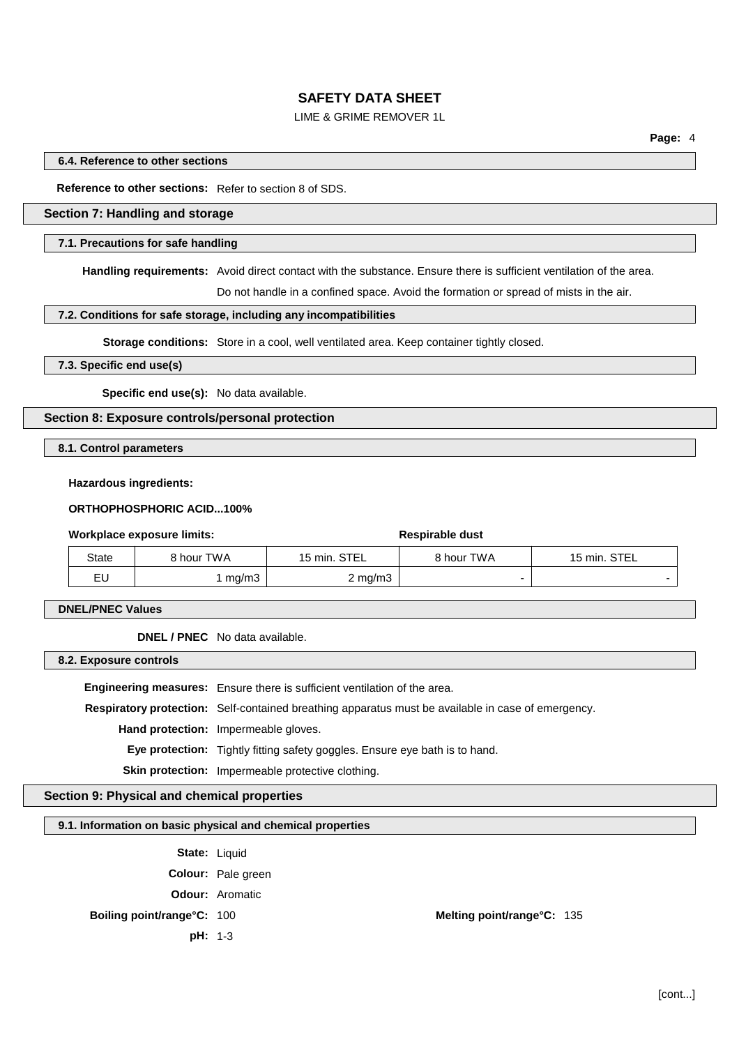### 6.4. Reference to other sections

**Reference to other sections:** Refer to section 8 of SDS.

## Section 7: Handling and storage

### 7.1. Precautions for safe handling

**Handling requirements:** Avoid direct contact with the substance. Ensure there is sufficient ventilation of the area.

Do not handle in a confined space. Avoid the formation or spread of mists in the air.

### 7.2. Conditions for safe storage, including any incompatibilities

**Storage conditions:** Store in a cool, well ventilated area. Keep container tightly closed.

### 7.3. Specific end use(s)

**Specific end use(s):** No data available.

## Section 8: Exposure controls/personal protection

### 8.1. Control parameters

**Hazardous ingredients:**

**ORTHOPHOSPHORIC ACID...100%**

| **Workplace exposure limits:** | | | **Respirable dust** | |
|---|---|---|---|---|
| State | 8 hour TWA | 15 min. STEL | 8 hour TWA | 15 min. STEL |
| EU | 1 mg/m3 | 2 mg/m3 | - | - |

### DNEL/PNEC Values

**DNEL / PNEC** No data available.

### 8.2. Exposure controls

**Engineering measures:** Ensure there is sufficient ventilation of the area.

**Respiratory protection:** Self-contained breathing apparatus must be available in case of emergency.

**Hand protection:** Impermeable gloves.

**Eye protection:** Tightly fitting safety goggles. Ensure eye bath is to hand.

**Skin protection:** Impermeable protective clothing.

## Section 9: Physical and chemical properties

### 9.1. Information on basic physical and chemical properties

**State:** Liquid

**Colour:** Pale green

**Odour:** Aromatic

**Boiling point/range°C:** 100

**Melting point/range°C:** 135

**pH:** 1-3

[cont...]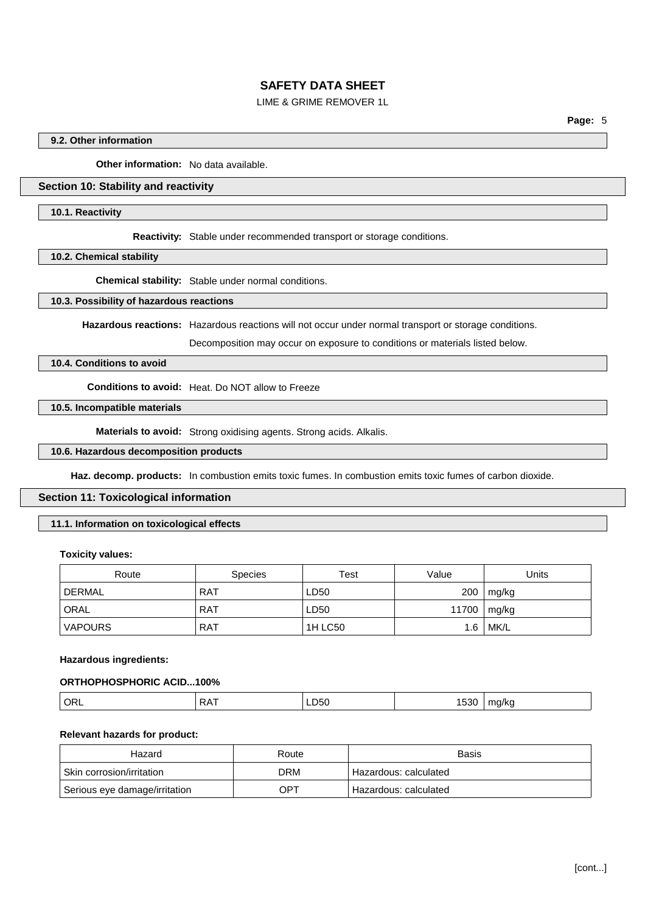### 9.2. Other information

**Other information:** No data available.

## Section 10: Stability and reactivity

### 10.1. Reactivity

**Reactivity:** Stable under recommended transport or storage conditions.

### 10.2. Chemical stability

**Chemical stability:** Stable under normal conditions.

### 10.3. Possibility of hazardous reactions

**Hazardous reactions:** Hazardous reactions will not occur under normal transport or storage conditions.

Decomposition may occur on exposure to conditions or materials listed below.

### 10.4. Conditions to avoid

**Conditions to avoid:** Heat. Do NOT allow to Freeze

### 10.5. Incompatible materials

**Materials to avoid:** Strong oxidising agents. Strong acids. Alkalis.

### 10.6. Hazardous decomposition products

**Haz. decomp. products:** In combustion emits toxic fumes. In combustion emits toxic fumes of carbon dioxide.

## Section 11: Toxicological information

### 11.1. Information on toxicological effects

**Toxicity values:**

| Route | Species | Test | Value | Units |
|---|---|---|---|---|
| DERMAL | RAT | LD50 | 200 | mg/kg |
| ORAL | RAT | LD50 | 11700 | mg/kg |
| VAPOURS | RAT | 1H LC50 | 1.6 | MK/L |

**Hazardous ingredients:**

**ORTHOPHOSPHORIC ACID...100%**

| | | | | |
|---|---|---|---|---|
| ORL | RAT | LD50 | 1530 | mg/kg |

**Relevant hazards for product:**

| Hazard | Route | Basis |
|---|---|---|
| Skin corrosion/irritation | DRM | Hazardous: calculated |
| Serious eye damage/irritation | OPT | Hazardous: calculated |

[cont...]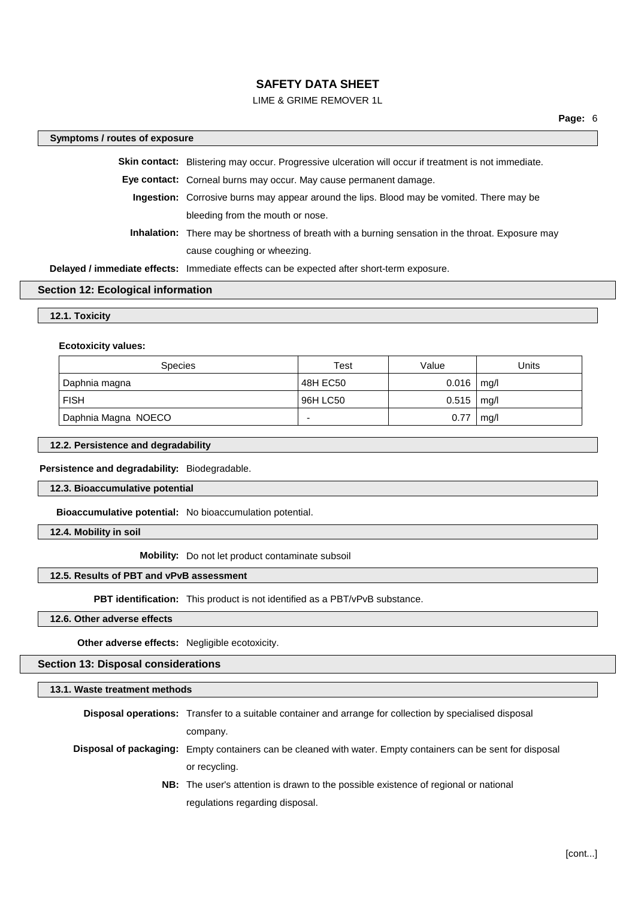### Symptoms / routes of exposure

**Skin contact:** Blistering may occur. Progressive ulceration will occur if treatment is not immediate.

**Eye contact:** Corneal burns may occur. May cause permanent damage.

**Ingestion:** Corrosive burns may appear around the lips. Blood may be vomited. There may be bleeding from the mouth or nose.

**Inhalation:** There may be shortness of breath with a burning sensation in the throat. Exposure may cause coughing or wheezing.

**Delayed / immediate effects:** Immediate effects can be expected after short-term exposure.

## Section 12: Ecological information

### 12.1. Toxicity

**Ecotoxicity values:**

| Species | Test | Value | Units |
|---|---|---|---|
| Daphnia magna | 48H EC50 | 0.016 | mg/l |
| FISH | 96H LC50 | 0.515 | mg/l |
| Daphnia Magna NOECO | - | 0.77 | mg/l |

### 12.2. Persistence and degradability

**Persistence and degradability:** Biodegradable.

### 12.3. Bioaccumulative potential

**Bioaccumulative potential:** No bioaccumulation potential.

### 12.4. Mobility in soil

**Mobility:** Do not let product contaminate subsoil

### 12.5. Results of PBT and vPvB assessment

**PBT identification:** This product is not identified as a PBT/vPvB substance.

### 12.6. Other adverse effects

**Other adverse effects:** Negligible ecotoxicity.

## Section 13: Disposal considerations

### 13.1. Waste treatment methods

**Disposal operations:** Transfer to a suitable container and arrange for collection by specialised disposal company.

**Disposal of packaging:** Empty containers can be cleaned with water. Empty containers can be sent for disposal or recycling.

**NB:** The user's attention is drawn to the possible existence of regional or national regulations regarding disposal.

[cont...]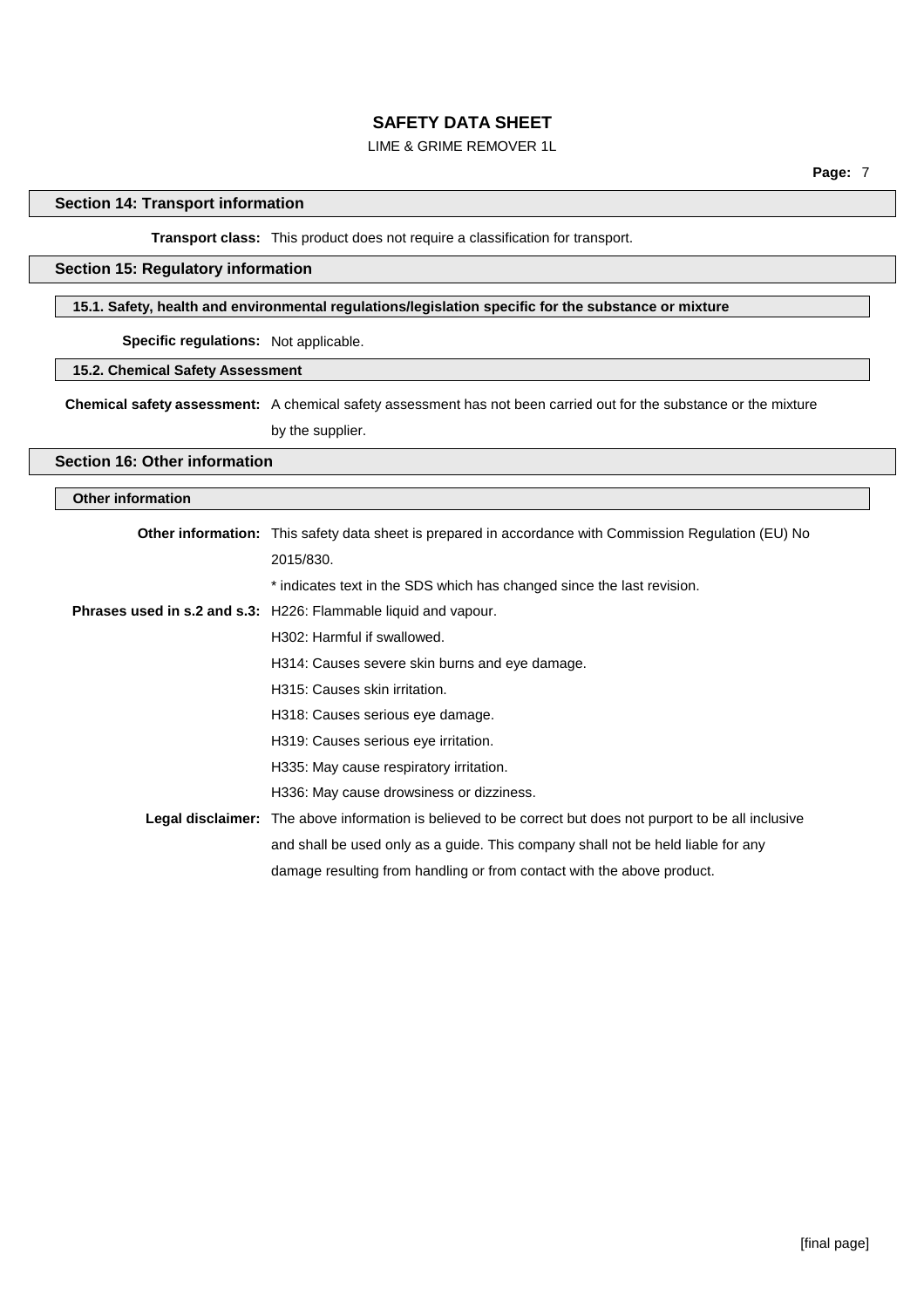## Section 14: Transport information

**Transport class:** This product does not require a classification for transport.

## Section 15: Regulatory information

### 15.1. Safety, health and environmental regulations/legislation specific for the substance or mixture

**Specific regulations:** Not applicable.

### 15.2. Chemical Safety Assessment

**Chemical safety assessment:** A chemical safety assessment has not been carried out for the substance or the mixture by the supplier.

## Section 16: Other information

### Other information

**Other information:** This safety data sheet is prepared in accordance with Commission Regulation (EU) No 2015/830.

* indicates text in the SDS which has changed since the last revision.

**Phrases used in s.2 and s.3:** H226: Flammable liquid and vapour.

H302: Harmful if swallowed.

H314: Causes severe skin burns and eye damage.

H315: Causes skin irritation.

H318: Causes serious eye damage.

H319: Causes serious eye irritation.

H335: May cause respiratory irritation.

H336: May cause drowsiness or dizziness.

**Legal disclaimer:** The above information is believed to be correct but does not purport to be all inclusive and shall be used only as a guide. This company shall not be held liable for any damage resulting from handling or from contact with the above product.

[final page]